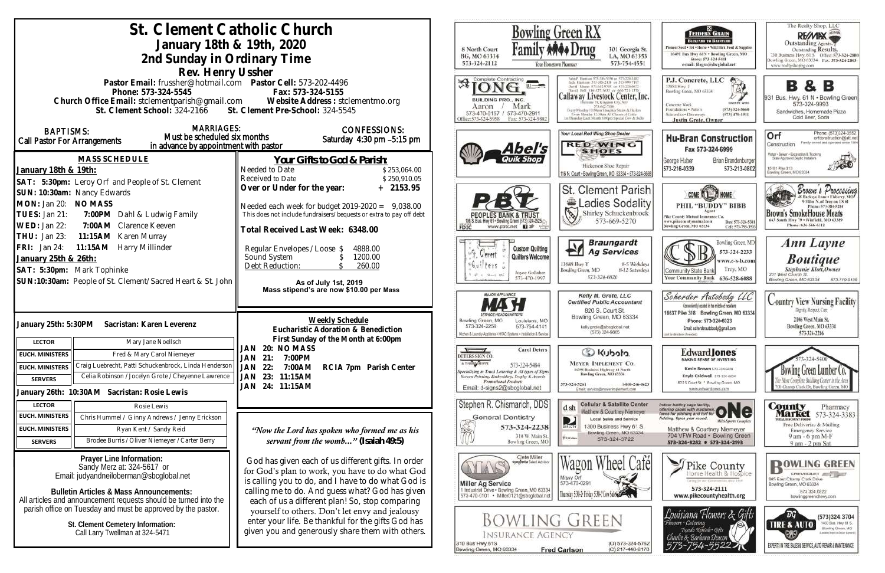# St. Clement Catholic Church

## January 18th & 19th, 2020

## 2nd Sunday in Ordinary Time

### Rev. Henry Ussher

Pastor Email: frussher@hotmail.com Pastor Cell: 573-202-4496
Phone: 573-324-5545 Fax: 573-324-5155
Church Office Email: stclementparish@gmail.com Website Address : stclementmo.org
St. Clement School: 324-2166 St. Clement Pre-School: 324-5545

**BAPTISMS:** Call Pastor For Arrangements

**MARRIAGES:** Must be scheduled six months in advance by appointment with pastor

**CONFESSIONS:** Saturday 4:30 pm –5:15 pm

### MASS SCHEDULE

**January 18th & 19th:**

**SAT: 5:30pm:** Leroy Orf and People of St. Clement
**SUN: 10:30am:** Nancy Edwards
**MON:** Jan 20: **NO MASS**
**TUES:** Jan 21: **7:00PM** Dahl & Ludwig Family
**WED:** Jan 22: **7:00AM** Clarence Keeven
**THU:** Jan 23: **11:15AM** Karen Murray
**FRI:** Jan 24: **11:15AM** Harry Millinder

**January 25th & 26th:**

**SAT: 5:30pm:** Mark Tophinke
**SUN:10:30am:** People of St. Clement/Sacred Heart & St. John

### Your Gifts to God & Parish:

| | |
|---|---|
| Needed to Date | $ 253,064.00 |
| Received to Date | $ 250,910.05 |
| **Over or Under for the year:** | **+ 2153.95** |

Needed each week for budget 2019-2020 = 9,038.00
This does not include fundraisers/bequests or extra to pay off debt

**Total Received Last Week: 6348.00**

| | |
|---|---|
| Regular Envelopes /Loose $ | 4888.00 |
| Sound System $ | 1200.00 |
| Debt Reduction: $ | 260.00 |

**As of July 1st, 2019**
**Mass stipend's are now $10.00 per Mass**

**January 25th: 5:30PM Sacristan: Karen Leverenz**

| | |
|---|---|
| **LECTOR** | Mary Jane Noellsch |
| **EUCH. MINISTERS** | Fred & Mary Carol Niemeyer |
| **EUCH. MINISTERS** | Craig Luebrecht, Patti Schuckenbrock, Linda Henderson |
| **SERVERS** | Celia Robinson /Jocelyn Grote /Cheyenne Lawrence |

**January 26th: 10:30AM Sacristan: Rosie Lewis**

| | |
|---|---|
| **LECTOR** | Rosie Lewis |
| **EUCH. MINISTERS** | Chris Hummel / Ginny Andrews / Jenny Erickson |
| **EUCH. MINISTERS** | Ryan Kent / Sandy Reid |
| **SERVERS** | Brodee Burris /Oliver Niemeyer /Carter Berry |

### Weekly Schedule

**Eucharistic Adoration & Benediction**
**First Sunday of the Month at 6:00pm**

**JAN 20: NO MASS**
**JAN 21: 7:00PM**
**JAN 22: 7:00AM RCIA 7pm Parish Center**
**JAN 23: 11:15AM**
**JAN 24: 11:15AM**

*"Now the Lord has spoken who formed me as his servant from the womb…"* **(Isaiah 49:5)**

God has given each of us different gifts. In order for God's plan to work, you have to do what God is calling you to do, and I have to do what God is calling me to do. And guess what? God has given each of us a different plan! So, stop comparing yourself to others. Don't let envy and jealousy enter your life. Be thankful for the gifts God has given you and generously share them with others.

**Prayer Line Information:**
Sandy Merz at: 324-5617 or
Email: judyandneiloberman@sbcglobal.net

**Bulletin Articles & Mass Announcements:**
All articles and announcement requests should be turned into the parish office on Tuesday and must be approved by the pastor.

**St. Clement Cemetery Information:**
Call Larry Twellman at 324-5471

---

Bowling Green RX Family Drug — Your Hometown Pharmacy — 8 North Court, BG, MO 63334, 573-324-2112 — 301 Georgia St., LA, MO 63353, 573-754-4551

Feeders Grain — Backyard to Barnyard — Pioneer Seed • Pet • Horse • Wild Bird Feed & Supplies — 16491 Bus Hwy 61N • Bowling Green, MO — Store: 573-324-5411 — e-mail: fdsgrn@sbcglobal.net

The Realty Shop, LLC — RE/MAX — Outstanding Agents. Outstanding Results. — 730 Business Hwy 61 S, Bowling Green, MO 63334 — Office: 573-324-2800 — Fax: 573-324-2863 — www.realtyshopbg.com

Complete Contracting — JONG — Building Pro., Inc. — Aaron / Mark — 573-470-0157 / 573-470-2911 — Office: 573-324-5958 — Fax: 573-324-9802

Callaway Livestock Center, Inc. — John P. Harrison 573-386-5150 or 573-220-1482 — Jack Harrison 573-386-2138 or 573-999-7197 — David Mozier 573-642-9753 or 573-220-0472 — David Bell 816-527-3633 or 660-721-1370 — Interstate 70, Kingdom City, MO — 573-642-7486 — Every Monday 10:00am Slaughter Steers & Heifers — Every Monday 12:30pm All Classes of Cattle — 1st Thursday Each Month 6:00pm Special Cow & Bulls

P.J. Concrete, LLC — 15084 Hwy. J, Bowling Green, MO 63334 — Concrete Work — Foundations • Patio's — Sidewalks • Driveways — (573) 324-5660 — (573) 470-1511 — Justin Grote, Owner

B & B — 931 Bus. Hwy. 61 N • Bowling Green — 573-324-9993 — Sandwiches, Homemade Pizza — Cold Beer, Soda

Abel's Quik Shop

Your Local Red Wing Shoe Dealer — Red Wing Shoes — Hickerson Shoe Repair — 116 N. Court • Bowling Green, MO 63334 • 573-324-3688

Hu-Bran Construction — Fax 573-324-6999 — George Huber 573-216-0339 — Brian Brandenburger 573-213-0802

Orf Construction — Phone: (573)324-3552 — orfconstruction@att.net — Family owned and operated since 1964 — Water • Sewer • Excavation & Trucking — State Approved Septic Installers — 15181 Pike 313, Bowling Green, MO 63334

PBT — Peoples Bank & Trust — 116 S. Bus. Hwy 61 • Bowling Green (573) 324-2525 — www.pbtc.net — FDIC

St. Clement Parish Ladies Sodality — Shirley Schuckenbrock — 573-669-5270

Come Home — Phil "Buddy" Bibb — Agent — Pike County Mutual Insurance Co. — www.pikecountymutual.com — Bowling Green, MO 63334 — Bus: 573-324-5301 — Cell: 573-795-3593

Brown's Processing — At Backyard Eats • Elsberry, MO — 9 Miles N. of Troy on US 61 — Phone: 573-384-5284 — Brown's SmokeHouse Meats — 663 South Hwy 79 • Winfield, MO 63389 — Phone: 636-566-6112

St. Clement Quilters — Custom Quilting — Quilters Welcome — Joyce Gollaher 573-470-1997

Braungardt Ag Services — 13688 Hwy Y, Bowling Green, MO — 8-5 Weekdays — 8-12 Saturdays — 573-324-6820

Bowling Green, MO — 573-324-2233 — www.c-s-b.com — Troy, MO — 636-528-6688 — Community State Bank — Your Community Bank

Ann Layne Boutique — Stephanie Klott, Owner — 211 West Church St., Bowling Green, MO 63334 — 573-719-9108

Major Appliance — MASH — Service Headquarters — Bowling Green, MO 573-324-2259 — Louisiana, MO 573-754-4141 — Kitchen & Laundry Appliance • HVAC Systems • Installation & Service

Kelly M. Grote, LLC — Certified Public Accountant — 820 S. Court St., Bowling Green, MO 63334 — kellygrote@sbcglobal.net — (573) 324-9885

Scherder Autobody LLC — Conveniently located in the middle of nowhere — 16637 Pike 318 Bowling Green, MO 63334 — Phone: 573-324-6023 — Email: scherderautobody@gmail.com — (call for directions if needed)

Country View Nursing Facility — Dignity, Respect, Care — 2106 West Main St., Bowling Green, MO 63334 — 573-324-2216

Deters Sign Co. — Carol Deters — 573-324-5484 — Specializing in Truck Lettering & All types of Signs — Screen Printing, Embroidery, Trophy & Awards — Promotional Products — Email: d-signs2@sbcglobal.net

Kubota — Meyer Implement Co. — 16398 Business Highway 61 North, Bowling Green, MO 63334 — 573-324-5261 — 1-800-246-0623 — Email: service@meyerimplement.com

Edward Jones — Making Sense of Investing — Kevin Brown 573-324-6604 — Kayla Caldwell 573-324-6604 — 822 S Court St. • Bowling Green, MO — www.edwardjones.com

573-324-5400 — Bowling Green Lumber Co. — The Most Complete Building Center in the Area — 700 Champ Clark Dr. Bowling Green, MO

Stephen R. Chismarich, DDS — General Dentistry — 573-324-2238 — 310 W. Main St., Bowling Green, MO

dish — Cellular & Satellite Center — Matthew & Courtney Niemeyer — Local Sales and Service — DirecTV — 1300 Business Hwy 61 S., Bowling Green, MO 63334 — 573-324-3722

Indoor batting cage facility, offering cages with machines, lanes for pitching and turf for fielding. Open year round. — ONE Multi-Sports Complex — Matthew & Courtney Niemeyer — 704 VFW Road • Bowling Green — 573-324-8282 • 573-324-2193

County Market Pharmacy — 573-324-3383 — Free Deliveries & Mailing — Emergency Service — 9 am - 6 pm M-F — 9 am - 2 pm Sat

MAS — Clete Miller, syngenta Seed Advisor — Miller Ag Service — 1 Industrial Drive • Bowling Green, MO 63334 — 573-470-0101 • Miller0121@sbcglobal.net

Wagon Wheel Café — Missy Orf — 573-470-0291 — Thursday 5:30-2; Friday 5:30-?; Cow Sale

Pike County Home Health & Hospice — Caring for our Communities since 1969 — 573-324-2111 — www.pikecountyhealth.org

Bowling Green Chevrolet — 805 East Champ Clark Drive, Bowling Green, MO 63334 — 573.324.0222 — bowlinggreenchevy.com

Bowling Green Insurance Agency — 310 Bus Hwy 61S, Bowling Green, MO 63334 — Fred Carlson — (O) 573-324-5762 — (C) 217-440-6170

Louisiana Flowers & Gifts — Flowers • Catering — Tuxedo Rentals • Gifts — Charlie & Barbara Deacon — 573-754-5522

BG Tire & Auto — (573)324.3704 — 1400 Bus. Hwy 61 S., Bowling Green, MO — Experts in Tire Sales & Service, Auto Repair & Maintenance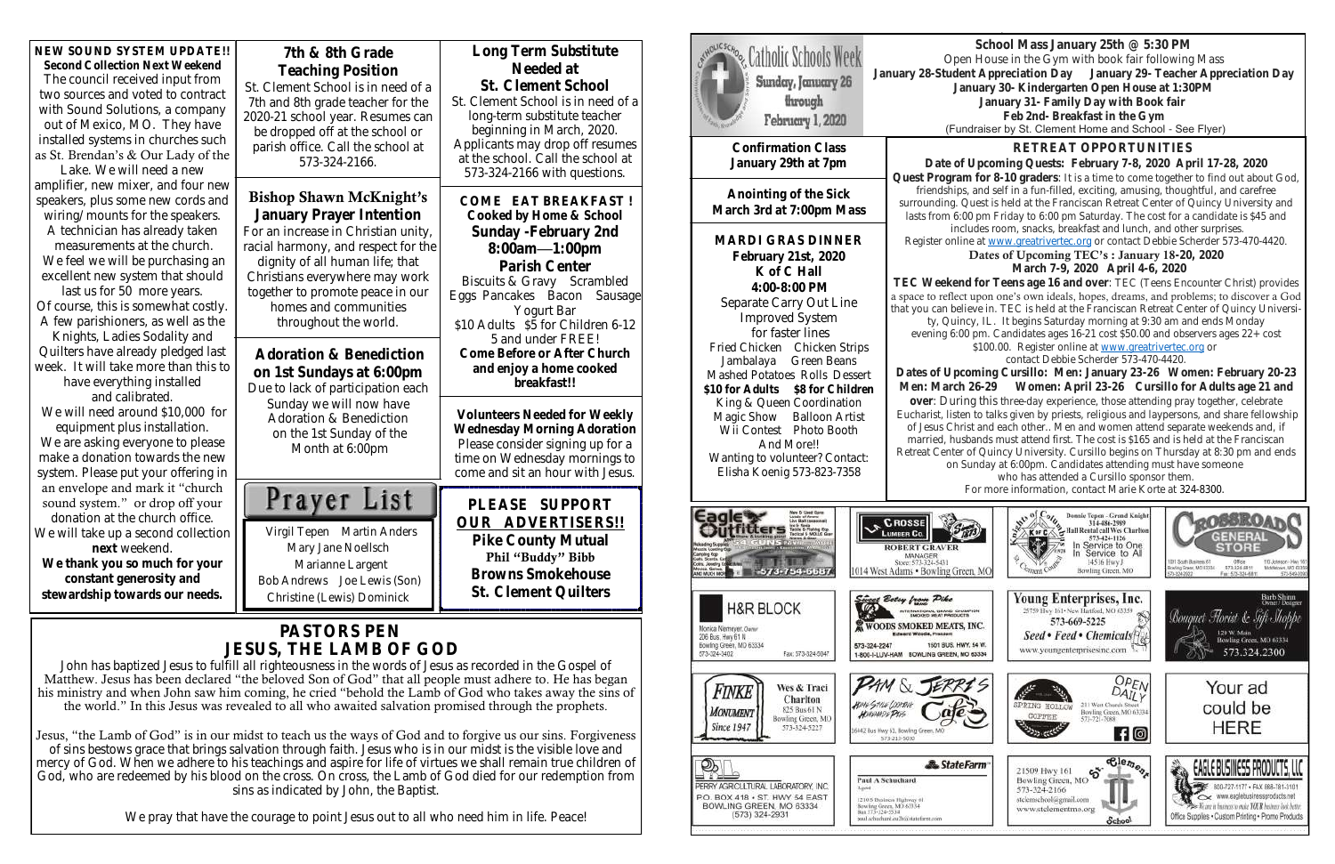## NEW SOUND SYSTEM UPDATE!!

**Second Collection Next Weekend**

The council received input from two sources and voted to contract with Sound Solutions, a company out of Mexico, MO. They have installed systems in churches such as St. Brendan's & Our Lady of the Lake. We will need a new amplifier, new mixer, and four new speakers, plus some new cords and wiring/mounts for the speakers. A technician has already taken measurements at the church. We feel we will be purchasing an excellent new system that should last us for 50 more years. Of course, this is somewhat costly. A few parishioners, as well as the Knights, Ladies Sodality and Quilters have already pledged last week. It will take more than this to have everything installed and calibrated. We will need around $10,000 for equipment plus installation. We are asking everyone to please make a donation towards the new system. Please put your offering in an envelope and mark it "church sound system." or drop off your donation at the church office. We will take up a second collection **next** weekend.

**We thank you so much for your constant generosity and stewardship towards our needs.**

## 7th & 8th Grade Teaching Position

St. Clement School is in need of a 7th and 8th grade teacher for the 2020-21 school year. Resumes can be dropped off at the school or parish office. Call the school at 573-324-2166.

## Bishop Shawn McKnight's January Prayer Intention

For an increase in Christian unity, racial harmony, and respect for the dignity of all human life; that Christians everywhere may work together to promote peace in our homes and communities throughout the world.

## Adoration & Benediction on 1st Sundays at 6:00pm

Due to lack of participation each Sunday we will now have Adoration & Benediction on the 1st Sunday of the Month at 6:00pm

## Prayer List

Virgil Tepen  Martin Anders
Mary Jane Noellsch
Marianne Largent
Bob Andrews  Joe Lewis (Son)
Christine (Lewis) Dominick

## Long Term Substitute Needed at St. Clement School

St. Clement School is in need of a long-term substitute teacher beginning in March, 2020. Applicants may drop off resumes at the school. Call the school at 573-324-2166 with questions.

## COME EAT BREAKFAST!

**Cooked by Home & School**
**Sunday -February 2nd**
**8:00am—1:00pm**
**Parish Center**

Biscuits & Gravy  Scrambled Eggs Pancakes  Bacon  Sausage Yogurt Bar

$10 Adults  $5 for Children 6-12
5 and under FREE!

**Come Before or After Church and enjoy a home cooked breakfast!!**

## Volunteers Needed for Weekly Wednesday Morning Adoration

Please consider signing up for a time on Wednesday mornings to come and sit an hour with Jesus.

## PLEASE SUPPORT OUR ADVERTISERS!!

**Pike County Mutual**
**Phil "Buddy" Bibb**
**Browns Smokehouse**
**St. Clement Quilters**

## PASTORS PEN
## JESUS, THE LAMB OF GOD

John has baptized Jesus to fulfill all righteousness in the words of Jesus as recorded in the Gospel of Matthew. Jesus has been declared "the beloved Son of God" that all people must adhere to. He has began his ministry and when John saw him coming, he cried "behold the Lamb of God who takes away the sins of the world." In this Jesus was revealed to all who awaited salvation promised through the prophets.

Jesus, "the Lamb of God" is in our midst to teach us the ways of God and to forgive us our sins. Forgiveness of sins bestows grace that brings salvation through faith. Jesus who is in our midst is the visible love and mercy of God. When we adhere to his teachings and aspire for life of virtues we shall remain true children of God, who are redeemed by his blood on the cross. On cross, the Lamb of God died for our redemption from sins as indicated by John, the Baptist.

We pray that have the courage to point Jesus out to all who need him in life. Peace!

## Catholic Schools Week

Sunday, January 26 through February 1, 2020

**School Mass January 25th @ 5:30 PM**
Open House in the Gym with book fair following Mass
**January 28-Student Appreciation Day  January 29- Teacher Appreciation Day**
**January 30- Kindergarten Open House at 1:30PM**
**January 31- Family Day with Book fair**
**Feb 2nd- Breakfast in the Gym**
(Fundraiser by St. Clement Home and School - See Flyer)

**Confirmation Class January 29th at 7pm**

**Anointing of the Sick March 3rd at 7:00pm Mass**

## MARDI GRAS DINNER

**February 21st, 2020**
**K of C Hall**
**4:00-8:00 PM**

Separate Carry Out Line
Improved System for faster lines
Fried Chicken  Chicken Strips
Jambalaya  Green Beans
Mashed Potatoes Rolls Dessert
**$10 for Adults  $8 for Children**
King & Queen Coordination
Magic Show  Balloon Artist
Wii Contest  Photo Booth
And More!!
Wanting to volunteer? Contact: Elisha Koenig 573-823-7358

## RETREAT OPPORTUNITIES

**Date of Upcoming Quests: February 7-8, 2020 April 17-28, 2020**

**Quest Program for 8-10 graders**: It is a time to come together to find out about God, friendships, and self in a fun-filled, exciting, amusing, thoughtful, and carefree surrounding. Quest is held at the Franciscan Retreat Center of Quincy University and lasts from 6:00 pm Friday to 6:00 pm Saturday. The cost for a candidate is $45 and includes room, snacks, breakfast and lunch, and other surprises. Register online at www.greatrivertec.org or contact Debbie Scherder 573-470-4420.

**Dates of Upcoming TEC's : January 18-20, 2020**
**March 7-9, 2020  April 4-6, 2020**

**TEC Weekend for Teens age 16 and over**: TEC (Teens Encounter Christ) provides a space to reflect upon one's own ideals, hopes, dreams, and problems; to discover a God that you can believe in. TEC is held at the Franciscan Retreat Center of Quincy University, Quincy, IL. It begins Saturday morning at 9:30 am and ends Monday evening 6:00 pm. Candidates ages 16-21 cost $50.00 and observers ages 22+ cost $100.00. Register online at www.greatrivertec.org or contact Debbie Scherder 573-470-4420.

**Dates of Upcoming Cursillo: Men: January 23-26  Women: February 20-23**
**Men: March 26-29  Women: April 23-26  Cursillo for Adults age 21 and over**: During this three-day experience, those attending pray together, celebrate Eucharist, listen to talks given by priests, religious and laypersons, and share fellowship of Jesus Christ and each other.. Men and women attend separate weekends and, if married, husbands must attend first. The cost is $165 and is held at the Franciscan Retreat Center of Quincy University. Cursillo begins on Thursday at 8:30 pm and ends on Sunday at 6:00pm. Candidates attending must have someone who has attended a Cursillo sponsor them.
For more information, contact Marie Korte at 324-8300.

Eagle Outfitters — 573-754-6687

Crosse Lumber Co. — Robert Graver, Manager, Store: 573-324-5431, 1014 West Adams • Bowling Green, MO

Donnie Tepen - Grand Knight 314-486-2989, Hall Rental call Wes Charlton 573-424-1126, In Service to One, In Service to All, 14516 Hwy J, Bowling Green, MO

Crossroads General Store

H&R Block — Monica Niemeyer, Owner, 206 Bus. Hwy 61 N, Bowling Green, MO 63334, 573-324-3402, Fax: 573-324-5047

Sweet Betsy from Pike — Woods Smoked Meats, Inc., Edward Woods, President, 573-324-2247, 1501 Bus. Hwy. 54 W., 1-800-I-LUV-HAM, Bowling Green, MO 63334

Young Enterprises, Inc. — 25759 Hwy 161 • New Hartford, MO 63359, 573-669-5225, Seed • Feed • Chemicals, www.youngenterprisesinc.com

Bouquet Florist & Gift Shoppe — Barb Shinn, Owner/Designer, 120 W. Main, Bowling Green, MO 63334, 573.324.2300

Finke Monument Since 1947 — Wes & Traci Charlton, 825 Bus 61 N, Bowling Green, MO, 573-324-5227

Pam & Jerri's Cafe — Home Style Cooking, Homemade Pies, 16142 Bus Hwy 61, Bowling Green, MO, 573-213-5030

Spring Hollow Coffee — Open Daily, 211 West Church Street, Bowling Green, MO 63334, 573-721-7088

Your ad could be HERE

Perry Agricultural Laboratory, Inc. — P.O. Box 418 • St. Hwy 54 East, Bowling Green, MO 63334, (573) 324-2931

State Farm — Paul A Schuchard, Agent

St. Clement School — 21509 Hwy 161, Bowling Green, MO, 573-324-2166, stclemschool@gmail.com, www.stclementmo.org

Eagle Business Products, LLC — 800-727-1177 • FAX 888-181-3101, www.eaglebusinessproducts.net, Office Supplies • Custom Printing • Promo Products